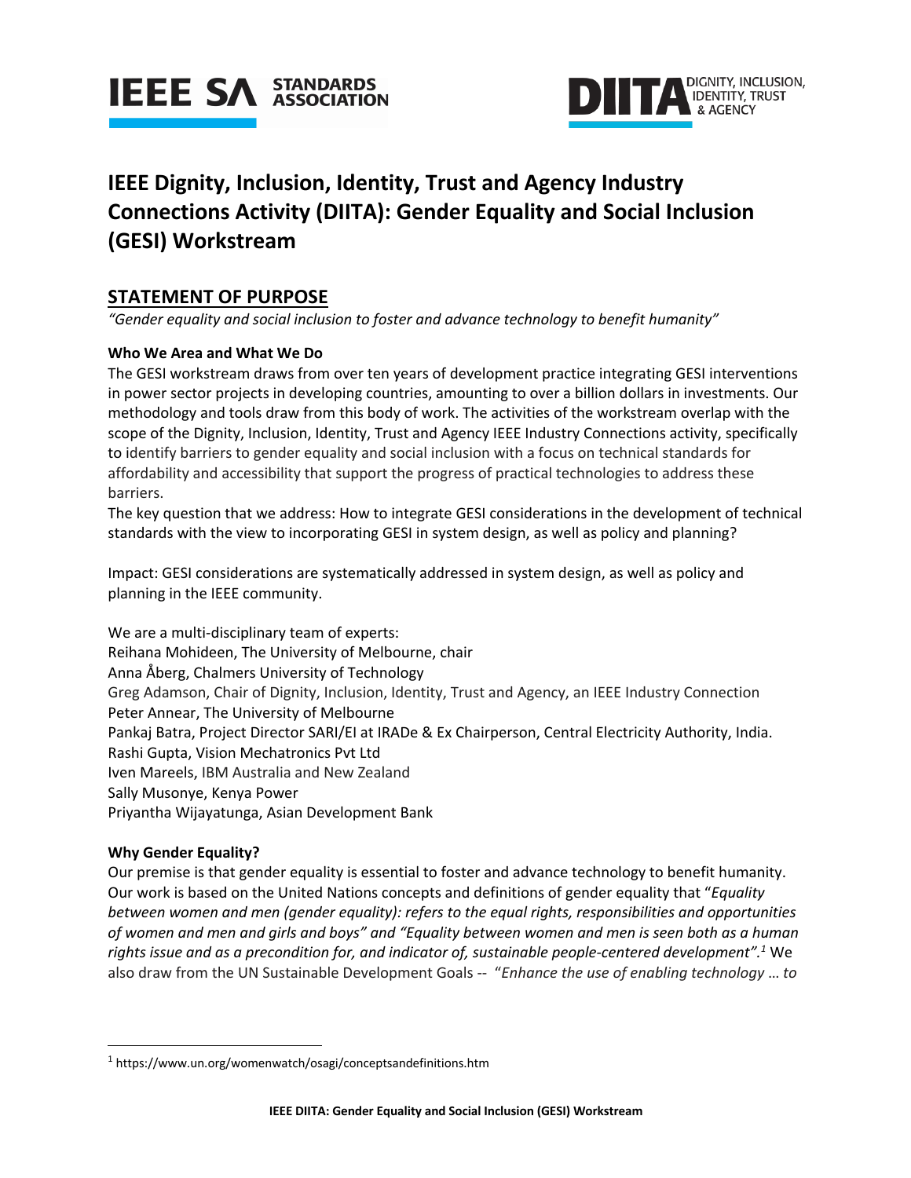# IEEE Dignity, Inclusion, Identity, Trust and Agency Industry Connections Activity (DIITA): Gender Equality and Social Inclusion (GESI) Workstream

## STATEMENT OF PURPOSE

*"Gender equality and social inclusion to foster and advance technology to benefit humanity"*

**Who We Area and What We Do**

The GESI workstream draws from over ten years of development practice integrating GESI interventions in power sector projects in developing countries, amounting to over a billion dollars in investments. Our methodology and tools draw from this body of work. The activities of the workstream overlap with the scope of the Dignity, Inclusion, Identity, Trust and Agency IEEE Industry Connections activity, specifically to identify barriers to gender equality and social inclusion with a focus on technical standards for affordability and accessibility that support the progress of practical technologies to address these barriers.

The key question that we address: How to integrate GESI considerations in the development of technical standards with the view to incorporating GESI in system design, as well as policy and planning?

Impact: GESI considerations are systematically addressed in system design, as well as policy and planning in the IEEE community.

We are a multi-disciplinary team of experts:

Reihana Mohideen, The University of Melbourne, chair
Anna Åberg, Chalmers University of Technology
Greg Adamson, Chair of Dignity, Inclusion, Identity, Trust and Agency, an IEEE Industry Connection
Peter Annear, The University of Melbourne
Pankaj Batra, Project Director SARI/EI at IRADe & Ex Chairperson, Central Electricity Authority, India.
Rashi Gupta, Vision Mechatronics Pvt Ltd
Iven Mareels, IBM Australia and New Zealand
Sally Musonye, Kenya Power
Priyantha Wijayatunga, Asian Development Bank

**Why Gender Equality?**

Our premise is that gender equality is essential to foster and advance technology to benefit humanity. Our work is based on the United Nations concepts and definitions of gender equality that "*Equality between women and men (gender equality): refers to the equal rights, responsibilities and opportunities of women and men and girls and boys" and "Equality between women and men is seen both as a human rights issue and as a precondition for, and indicator of, sustainable people-centered development".*[1] We also draw from the UN Sustainable Development Goals -- "*Enhance the use of enabling technology … to*

[1] https://www.un.org/womenwatch/osagi/conceptsandefinitions.htm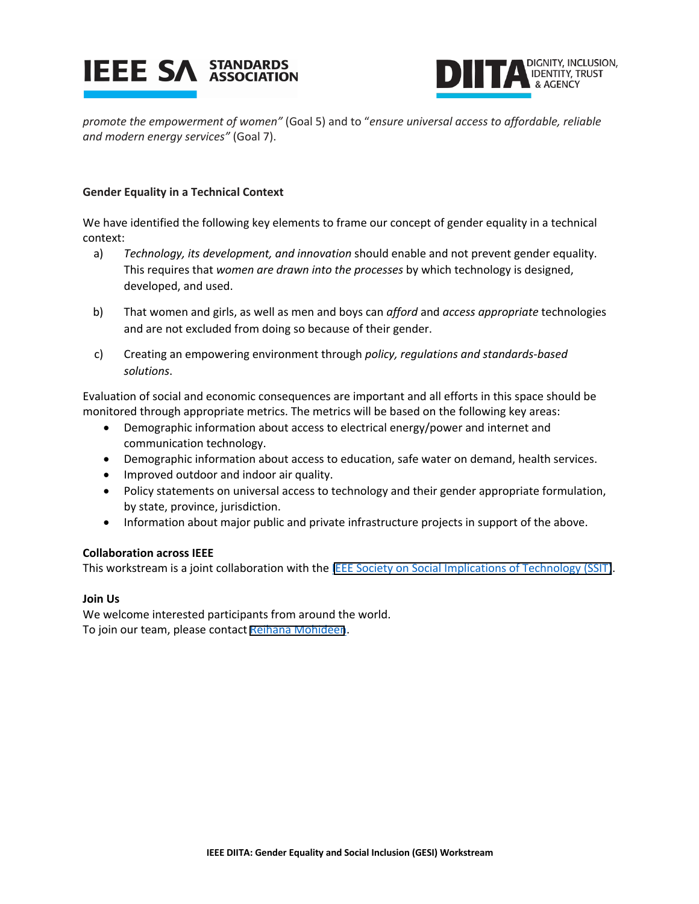*promote the empowerment of women"* (Goal 5) and to "*ensure universal access to affordable, reliable and modern energy services"* (Goal 7).

**Gender Equality in a Technical Context**

We have identified the following key elements to frame our concept of gender equality in a technical context:

a) *Technology, its development, and innovation* should enable and not prevent gender equality. This requires that *women are drawn into the processes* by which technology is designed, developed, and used.

b) That women and girls, as well as men and boys can *afford* and *access appropriate* technologies and are not excluded from doing so because of their gender.

c) Creating an empowering environment through *policy, regulations and standards-based solutions*.

Evaluation of social and economic consequences are important and all efforts in this space should be monitored through appropriate metrics. The metrics will be based on the following key areas:

- Demographic information about access to electrical energy/power and internet and communication technology.
- Demographic information about access to education, safe water on demand, health services.
- Improved outdoor and indoor air quality.
- Policy statements on universal access to technology and their gender appropriate formulation, by state, province, jurisdiction.
- Information about major public and private infrastructure projects in support of the above.

**Collaboration across IEEE**

This workstream is a joint collaboration with the IEEE Society on Social Implications of Technology (SSIT).

**Join Us**

We welcome interested participants from around the world.
To join our team, please contact Reihana Mohideen.